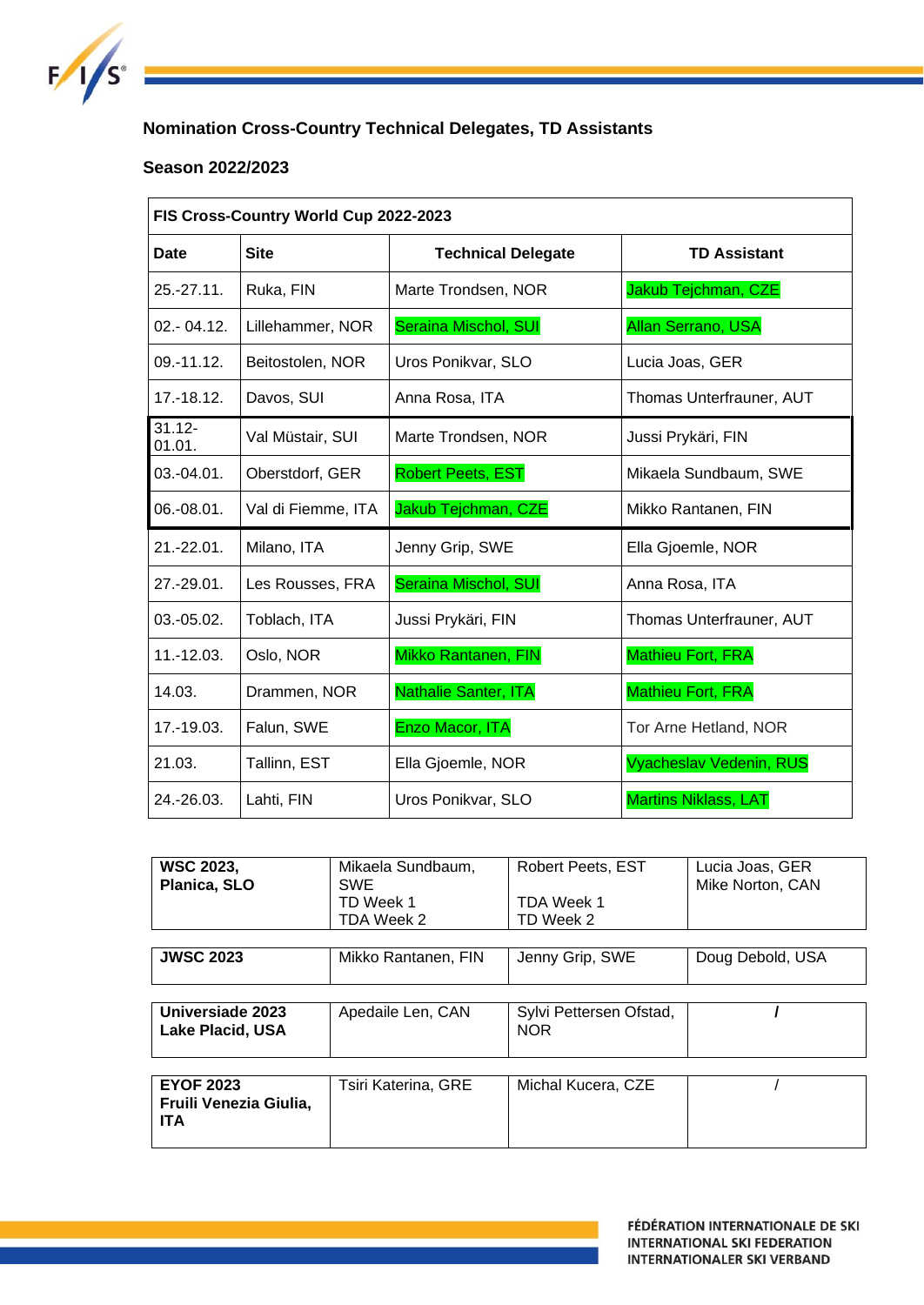**Nomination Cross-Country Technical Delegates, TD Assistants**

**Season 2022/2023**

| FIS Cross-Country World Cup 2022-2023 | | | |
|---|---|---|---|
| **Date** | **Site** | **Technical Delegate** | **TD Assistant** |
| 25.-27.11. | Ruka, FIN | Marte Trondsen, NOR | Jakub Tejchman, CZE |
| 02.- 04.12. | Lillehammer, NOR | Seraina Mischol, SUI | Allan Serrano, USA |
| 09.-11.12. | Beitostolen, NOR | Uros Ponikvar, SLO | Lucia Joas, GER |
| 17.-18.12. | Davos, SUI | Anna Rosa, ITA | Thomas Unterfrauner, AUT |
| 31.12-01.01. | Val Müstair, SUI | Marte Trondsen, NOR | Jussi Prykäri, FIN |
| 03.-04.01. | Oberstdorf, GER | Robert Peets, EST | Mikaela Sundbaum, SWE |
| 06.-08.01. | Val di Fiemme, ITA | Jakub Tejchman, CZE | Mikko Rantanen, FIN |
| 21.-22.01. | Milano, ITA | Jenny Grip, SWE | Ella Gjoemle, NOR |
| 27.-29.01. | Les Rousses, FRA | Seraina Mischol, SUI | Anna Rosa, ITA |
| 03.-05.02. | Toblach, ITA | Jussi Prykäri, FIN | Thomas Unterfrauner, AUT |
| 11.-12.03. | Oslo, NOR | Mikko Rantanen, FIN | Mathieu Fort, FRA |
| 14.03. | Drammen, NOR | Nathalie Santer, ITA | Mathieu Fort, FRA |
| 17.-19.03. | Falun, SWE | Enzo Macor, ITA | Tor Arne Hetland, NOR |
| 21.03. | Tallinn, EST | Ella Gjoemle, NOR | Vyacheslav Vedenin, RUS |
| 24.-26.03. | Lahti, FIN | Uros Ponikvar, SLO | Martins Niklass, LAT |

| | | | |
|---|---|---|---|
| **WSC 2023, Planica, SLO** | Mikaela Sundbaum, SWE<br>TD Week 1<br>TDA Week 2 | Robert Peets, EST<br><br>TDA Week 1<br>TD Week 2 | Lucia Joas, GER<br>Mike Norton, CAN |
| **JWSC 2023** | Mikko Rantanen, FIN | Jenny Grip, SWE | Doug Debold, USA |
| **Universiade 2023 Lake Placid, USA** | Apedaile Len, CAN | Sylvi Pettersen Ofstad, NOR | / |
| **EYOF 2023 Fruili Venezia Giulia, ITA** | Tsiri Katerina, GRE | Michal Kucera, CZE | / |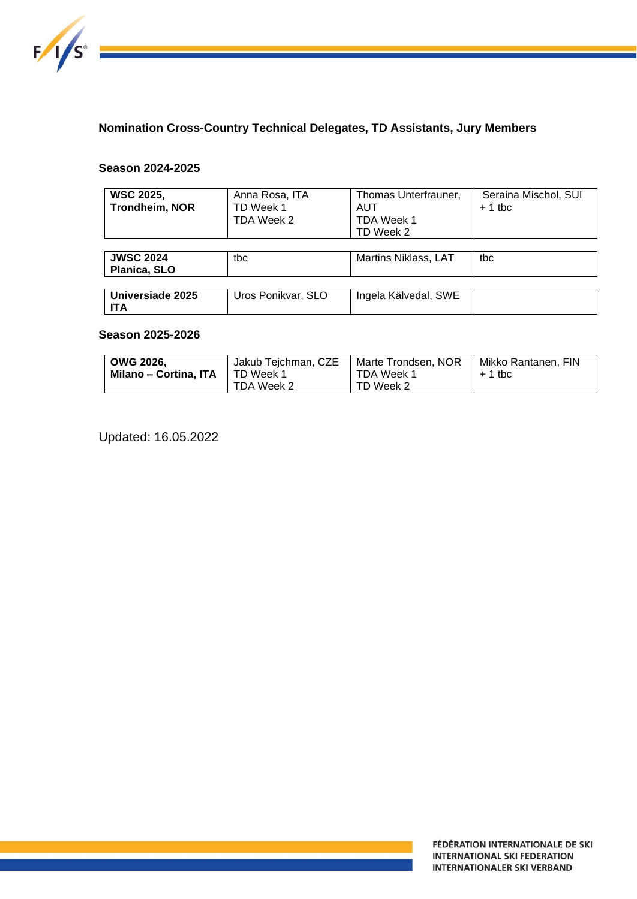**Nomination Cross-Country Technical Delegates, TD Assistants, Jury Members**

**Season 2024-2025**

| | | | |
|---|---|---|---|
| **WSC 2025, Trondheim, NOR** | Anna Rosa, ITA<br>TD Week 1<br>TDA Week 2 | Thomas Unterfrauner, AUT<br>TDA Week 1<br>TD Week 2 | Seraina Mischol, SUI<br>+ 1 tbc |

| | | | |
|---|---|---|---|
| **JWSC 2024 Planica, SLO** | tbc | Martins Niklass, LAT | tbc |

| | | | |
|---|---|---|---|
| **Universiade 2025 ITA** | Uros Ponikvar, SLO | Ingela Kälvedal, SWE | |

**Season 2025-2026**

| | | | |
|---|---|---|---|
| **OWG 2026, Milano – Cortina, ITA** | Jakub Tejchman, CZE<br>TD Week 1<br>TDA Week 2 | Marte Trondsen, NOR<br>TDA Week 1<br>TD Week 2 | Mikko Rantanen, FIN<br>+ 1 tbc |

Updated: 16.05.2022